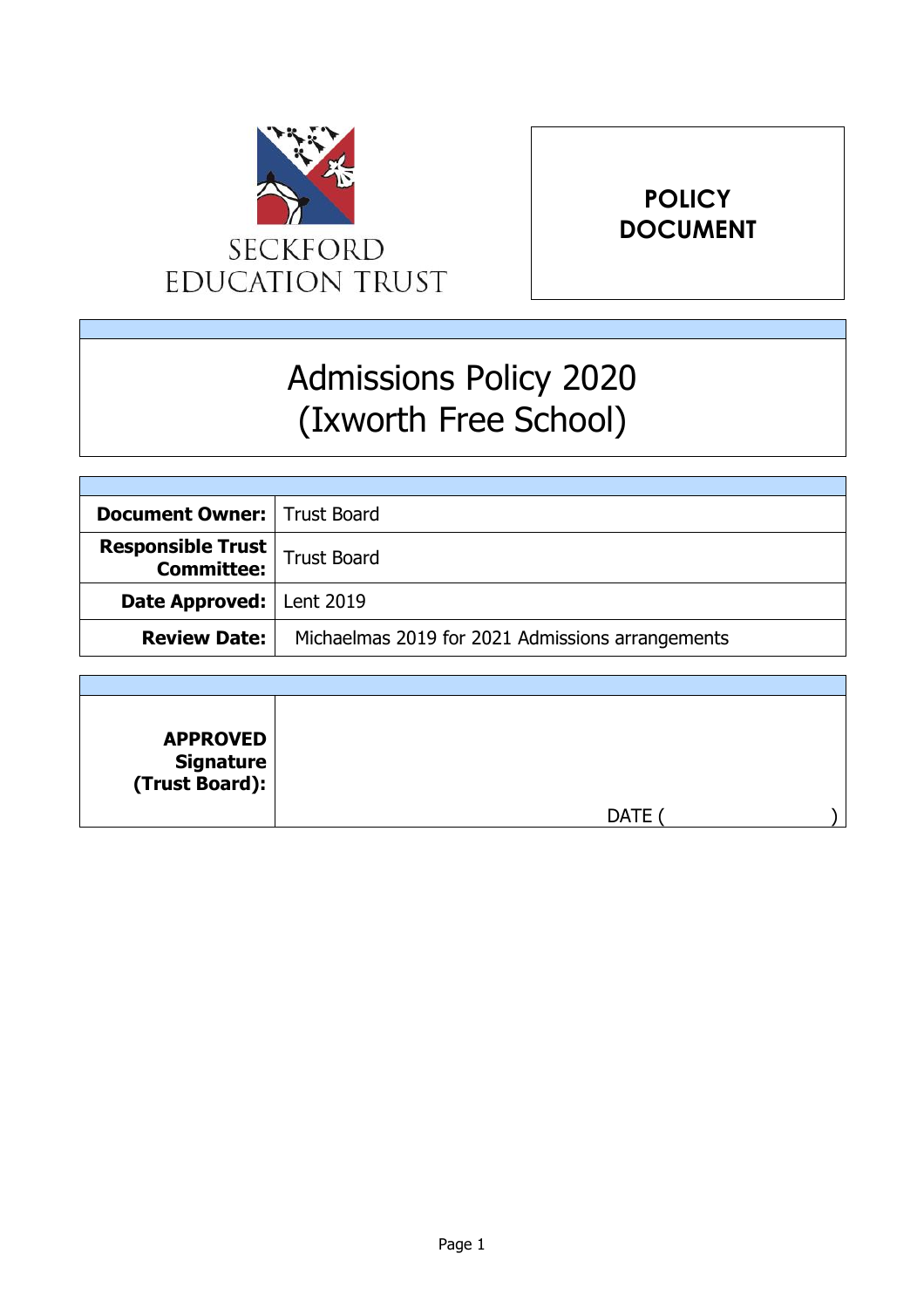SECKFORD EDUCATION TRUST

**POLICY DOCUMENT**

# Admissions Policy 2020 (Ixworth Free School)

| | |
|---|---|
| **Document Owner:** | Trust Board |
| **Responsible Trust Committee:** | Trust Board |
| **Date Approved:** | Lent 2019 |
| **Review Date:** | Michaelmas 2019 for 2021 Admissions arrangements |

| | |
|---|---|
| **APPROVED Signature (Trust Board):** | DATE ( ) |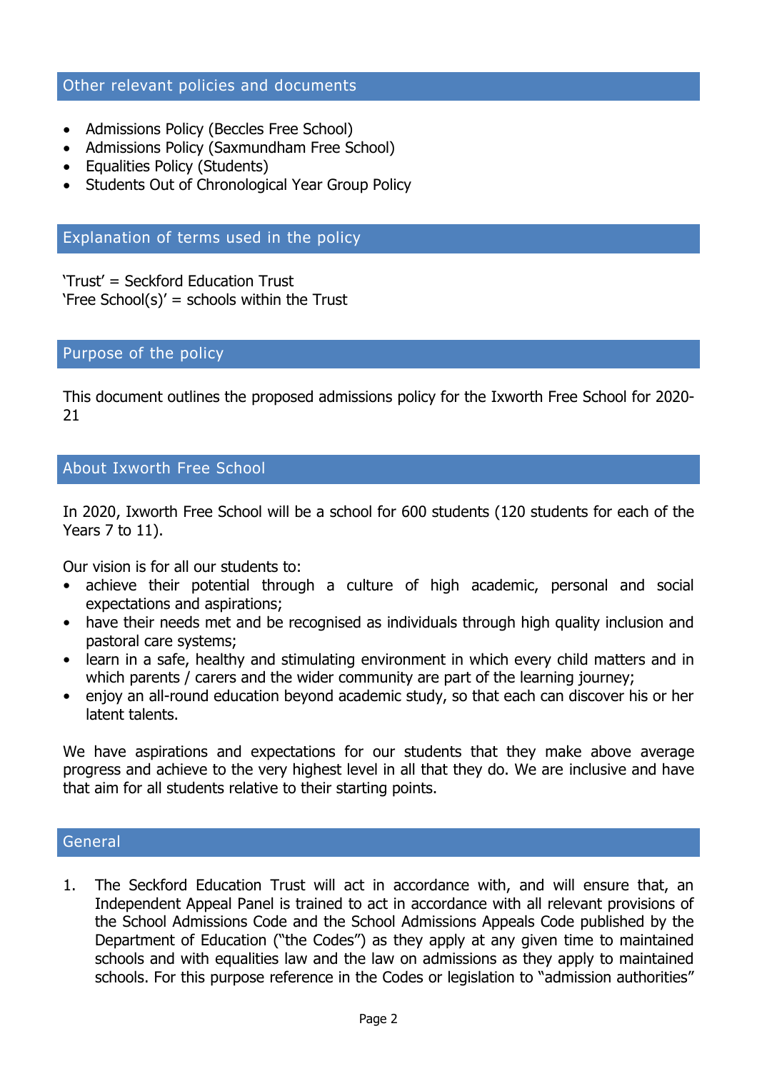## Other relevant policies and documents

- Admissions Policy (Beccles Free School)
- Admissions Policy (Saxmundham Free School)
- Equalities Policy (Students)
- Students Out of Chronological Year Group Policy

## Explanation of terms used in the policy

'Trust' = Seckford Education Trust
'Free School(s)' = schools within the Trust

## Purpose of the policy

This document outlines the proposed admissions policy for the Ixworth Free School for 2020-21

## About Ixworth Free School

In 2020, Ixworth Free School will be a school for 600 students (120 students for each of the Years 7 to 11).

Our vision is for all our students to:

- achieve their potential through a culture of high academic, personal and social expectations and aspirations;
- have their needs met and be recognised as individuals through high quality inclusion and pastoral care systems;
- learn in a safe, healthy and stimulating environment in which every child matters and in which parents / carers and the wider community are part of the learning journey;
- enjoy an all-round education beyond academic study, so that each can discover his or her latent talents.

We have aspirations and expectations for our students that they make above average progress and achieve to the very highest level in all that they do. We are inclusive and have that aim for all students relative to their starting points.

## General

1. The Seckford Education Trust will act in accordance with, and will ensure that, an Independent Appeal Panel is trained to act in accordance with all relevant provisions of the School Admissions Code and the School Admissions Appeals Code published by the Department of Education ("the Codes") as they apply at any given time to maintained schools and with equalities law and the law on admissions as they apply to maintained schools. For this purpose reference in the Codes or legislation to "admission authorities"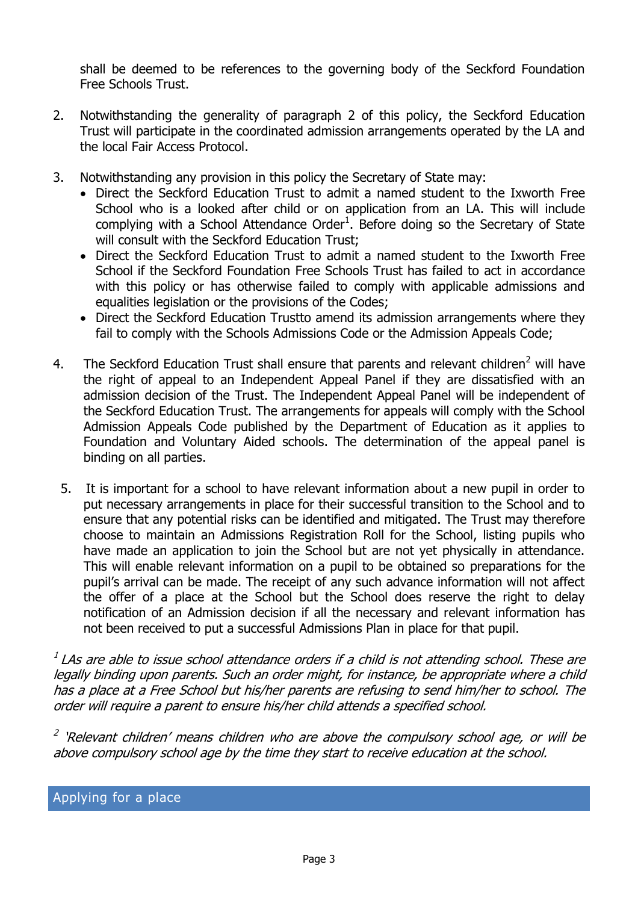shall be deemed to be references to the governing body of the Seckford Foundation Free Schools Trust.

2. Notwithstanding the generality of paragraph 2 of this policy, the Seckford Education Trust will participate in the coordinated admission arrangements operated by the LA and the local Fair Access Protocol.

3. Notwithstanding any provision in this policy the Secretary of State may:
   - Direct the Seckford Education Trust to admit a named student to the Ixworth Free School who is a looked after child or on application from an LA. This will include complying with a School Attendance Order[1]. Before doing so the Secretary of State will consult with the Seckford Education Trust;
   - Direct the Seckford Education Trust to admit a named student to the Ixworth Free School if the Seckford Foundation Free Schools Trust has failed to act in accordance with this policy or has otherwise failed to comply with applicable admissions and equalities legislation or the provisions of the Codes;
   - Direct the Seckford Education Trustto amend its admission arrangements where they fail to comply with the Schools Admissions Code or the Admission Appeals Code;

4. The Seckford Education Trust shall ensure that parents and relevant children[2] will have the right of appeal to an Independent Appeal Panel if they are dissatisfied with an admission decision of the Trust. The Independent Appeal Panel will be independent of the Seckford Education Trust. The arrangements for appeals will comply with the School Admission Appeals Code published by the Department of Education as it applies to Foundation and Voluntary Aided schools. The determination of the appeal panel is binding on all parties.

5. It is important for a school to have relevant information about a new pupil in order to put necessary arrangements in place for their successful transition to the School and to ensure that any potential risks can be identified and mitigated. The Trust may therefore choose to maintain an Admissions Registration Roll for the School, listing pupils who have made an application to join the School but are not yet physically in attendance. This will enable relevant information on a pupil to be obtained so preparations for the pupil's arrival can be made. The receipt of any such advance information will not affect the offer of a place at the School but the School does reserve the right to delay notification of an Admission decision if all the necessary and relevant information has not been received to put a successful Admissions Plan in place for that pupil.

*[1] LAs are able to issue school attendance orders if a child is not attending school. These are legally binding upon parents. Such an order might, for instance, be appropriate where a child has a place at a Free School but his/her parents are refusing to send him/her to school. The order will require a parent to ensure his/her child attends a specified school.*

*[2] 'Relevant children' means children who are above the compulsory school age, or will be above compulsory school age by the time they start to receive education at the school.*

## Applying for a place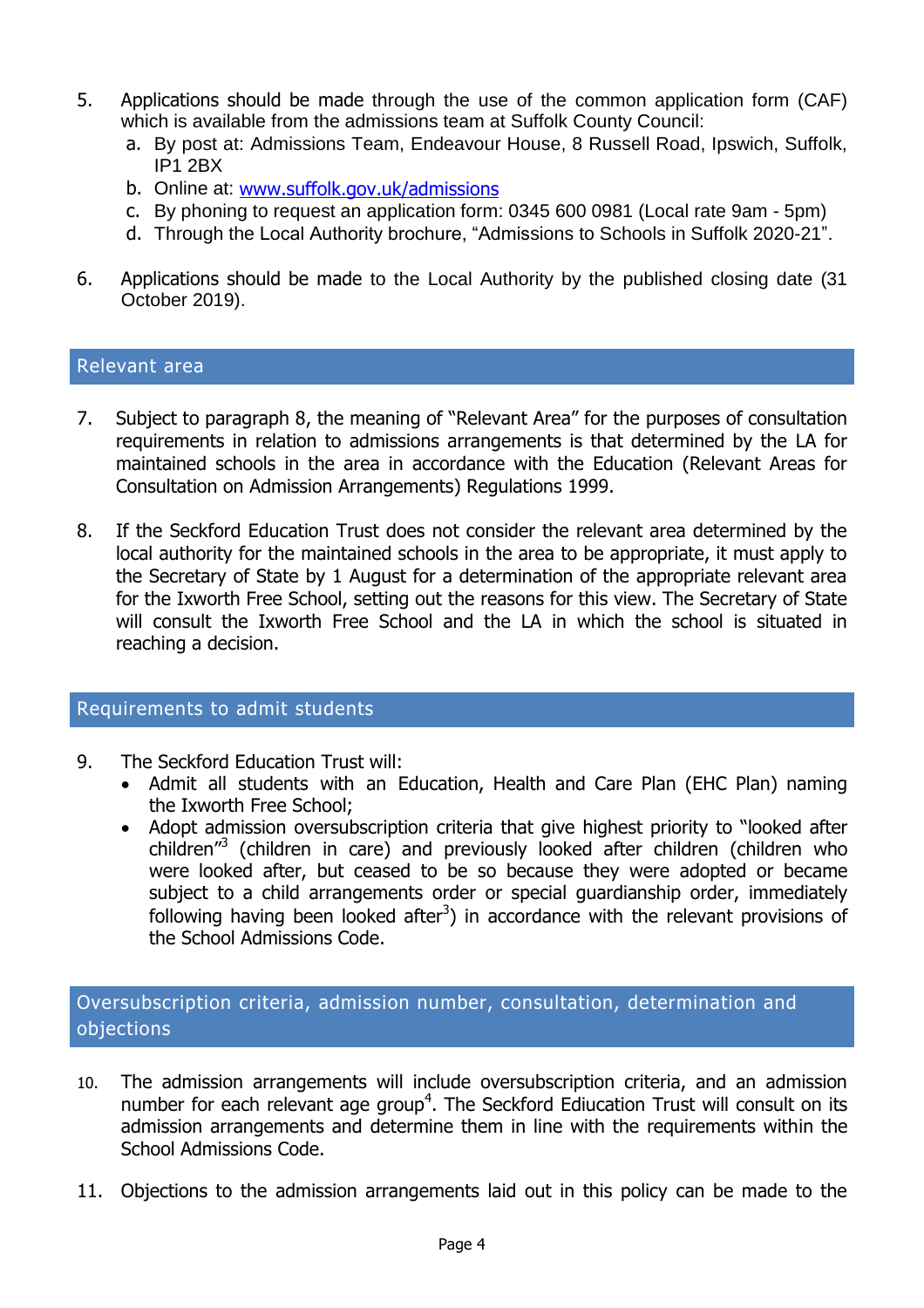5. Applications should be made through the use of the common application form (CAF) which is available from the admissions team at Suffolk County Council:
   a. By post at: Admissions Team, Endeavour House, 8 Russell Road, Ipswich, Suffolk, IP1 2BX
   b. Online at: [www.suffolk.gov.uk/admissions](http://www.suffolk.gov.uk/admissions)
   c. By phoning to request an application form: 0345 600 0981 (Local rate 9am - 5pm)
   d. Through the Local Authority brochure, "Admissions to Schools in Suffolk 2020-21".

6. Applications should be made to the Local Authority by the published closing date (31 October 2019).

## Relevant area

7. Subject to paragraph 8, the meaning of "Relevant Area" for the purposes of consultation requirements in relation to admissions arrangements is that determined by the LA for maintained schools in the area in accordance with the Education (Relevant Areas for Consultation on Admission Arrangements) Regulations 1999.

8. If the Seckford Education Trust does not consider the relevant area determined by the local authority for the maintained schools in the area to be appropriate, it must apply to the Secretary of State by 1 August for a determination of the appropriate relevant area for the Ixworth Free School, setting out the reasons for this view. The Secretary of State will consult the Ixworth Free School and the LA in which the school is situated in reaching a decision.

## Requirements to admit students

9. The Seckford Education Trust will:
   - Admit all students with an Education, Health and Care Plan (EHC Plan) naming the Ixworth Free School;
   - Adopt admission oversubscription criteria that give highest priority to "looked after children"[3] (children in care) and previously looked after children (children who were looked after, but ceased to be so because they were adopted or became subject to a child arrangements order or special guardianship order, immediately following having been looked after[3]) in accordance with the relevant provisions of the School Admissions Code.

## Oversubscription criteria, admission number, consultation, determination and objections

10. The admission arrangements will include oversubscription criteria, and an admission number for each relevant age group[4]. The Seckford Ediucation Trust will consult on its admission arrangements and determine them in line with the requirements within the School Admissions Code.

11. Objections to the admission arrangements laid out in this policy can be made to the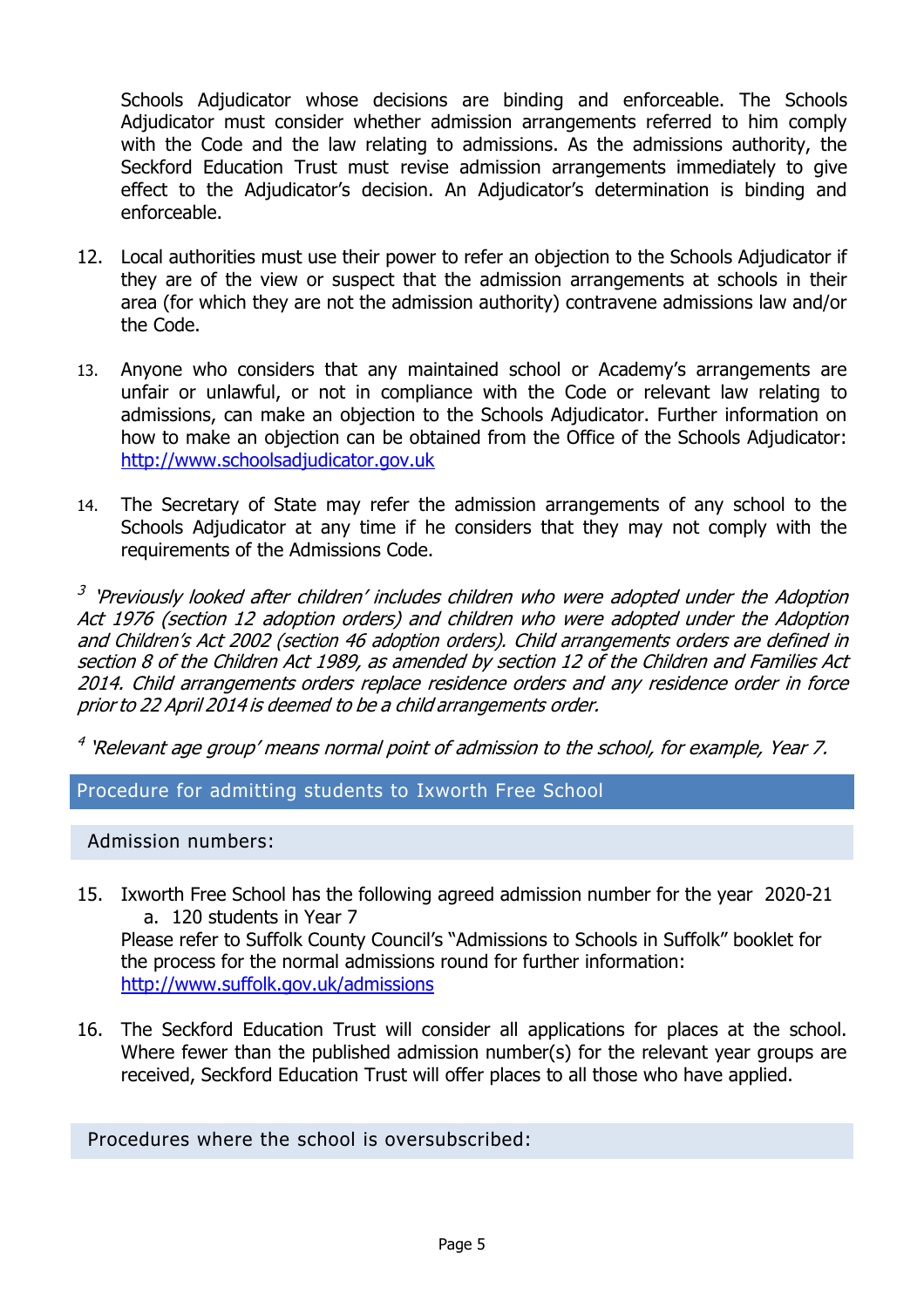Schools Adjudicator whose decisions are binding and enforceable. The Schools Adjudicator must consider whether admission arrangements referred to him comply with the Code and the law relating to admissions. As the admissions authority, the Seckford Education Trust must revise admission arrangements immediately to give effect to the Adjudicator's decision. An Adjudicator's determination is binding and enforceable.

12. Local authorities must use their power to refer an objection to the Schools Adjudicator if they are of the view or suspect that the admission arrangements at schools in their area (for which they are not the admission authority) contravene admissions law and/or the Code.

13. Anyone who considers that any maintained school or Academy's arrangements are unfair or unlawful, or not in compliance with the Code or relevant law relating to admissions, can make an objection to the Schools Adjudicator. Further information on how to make an objection can be obtained from the Office of the Schools Adjudicator: [http://www.schoolsadjudicator.gov.uk](http://www.schoolsadjudicator.gov.uk)

14. The Secretary of State may refer the admission arrangements of any school to the Schools Adjudicator at any time if he considers that they may not comply with the requirements of the Admissions Code.

*[3] 'Previously looked after children' includes children who were adopted under the Adoption Act 1976 (section 12 adoption orders) and children who were adopted under the Adoption and Children's Act 2002 (section 46 adoption orders). Child arrangements orders are defined in section 8 of the Children Act 1989, as amended by section 12 of the Children and Families Act 2014. Child arrangements orders replace residence orders and any residence order in force prior to 22 April 2014 is deemed to be a child arrangements order.*

*[4] 'Relevant age group' means normal point of admission to the school, for example, Year 7.*

## Procedure for admitting students to Ixworth Free School

### Admission numbers:

15. Ixworth Free School has the following agreed admission number for the year 2020-21
    a. 120 students in Year 7

    Please refer to Suffolk County Council's "Admissions to Schools in Suffolk" booklet for the process for the normal admissions round for further information: [http://www.suffolk.gov.uk/admissions](http://www.suffolk.gov.uk/admissions)

16. The Seckford Education Trust will consider all applications for places at the school. Where fewer than the published admission number(s) for the relevant year groups are received, Seckford Education Trust will offer places to all those who have applied.

### Procedures where the school is oversubscribed: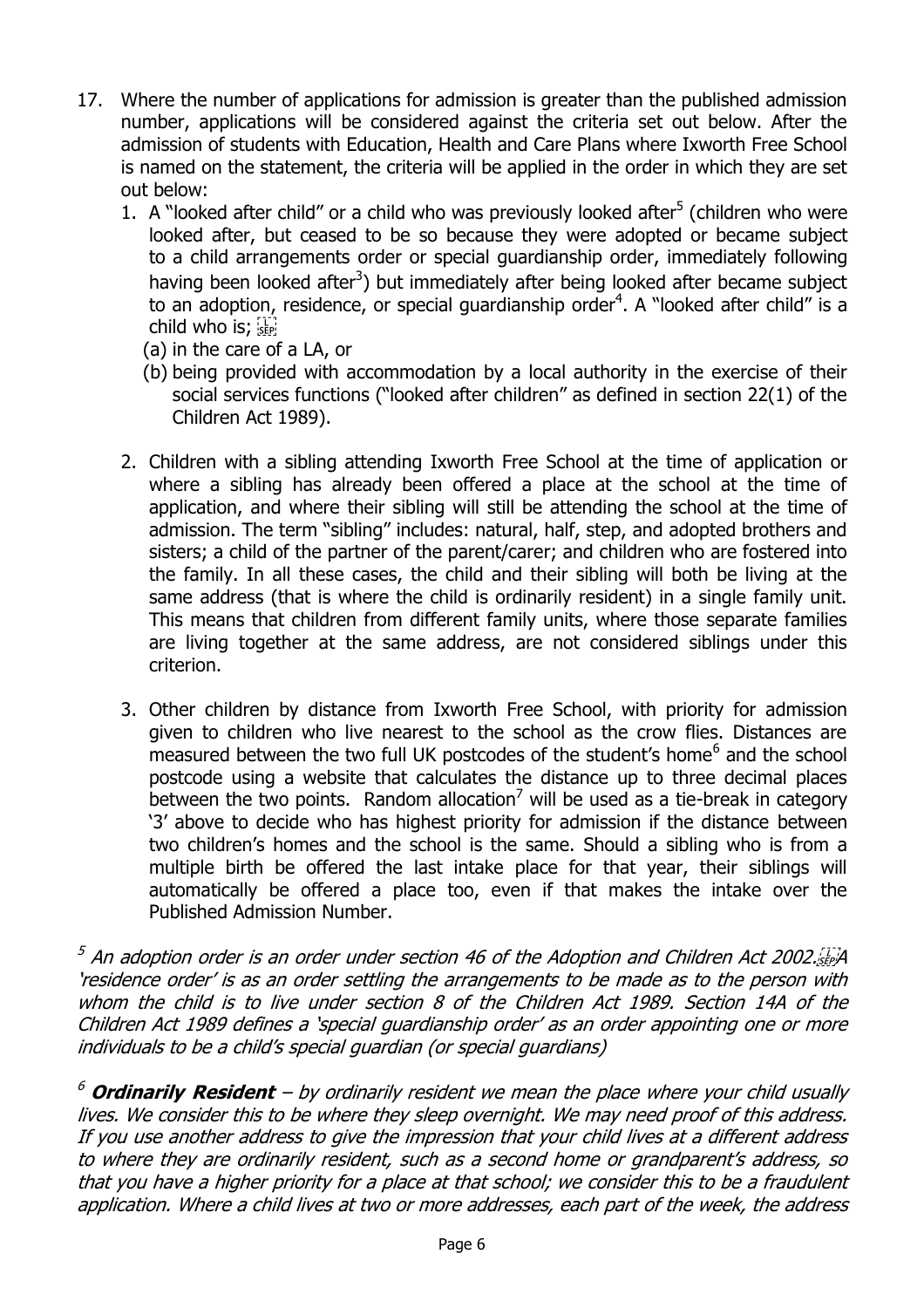17. Where the number of applications for admission is greater than the published admission number, applications will be considered against the criteria set out below. After the admission of students with Education, Health and Care Plans where Ixworth Free School is named on the statement, the criteria will be applied in the order in which they are set out below:
    1. A "looked after child" or a child who was previously looked after[5] (children who were looked after, but ceased to be so because they were adopted or became subject to a child arrangements order or special guardianship order, immediately following having been looked after[3]) but immediately after being looked after became subject to an adoption, residence, or special guardianship order[4]. A "looked after child" is a child who is;
       (a) in the care of a LA, or
       (b) being provided with accommodation by a local authority in the exercise of their social services functions ("looked after children" as defined in section 22(1) of the Children Act 1989).
    2. Children with a sibling attending Ixworth Free School at the time of application or where a sibling has already been offered a place at the school at the time of application, and where their sibling will still be attending the school at the time of admission. The term "sibling" includes: natural, half, step, and adopted brothers and sisters; a child of the partner of the parent/carer; and children who are fostered into the family. In all these cases, the child and their sibling will both be living at the same address (that is where the child is ordinarily resident) in a single family unit. This means that children from different family units, where those separate families are living together at the same address, are not considered siblings under this criterion.
    3. Other children by distance from Ixworth Free School, with priority for admission given to children who live nearest to the school as the crow flies. Distances are measured between the two full UK postcodes of the student's home[6] and the school postcode using a website that calculates the distance up to three decimal places between the two points. Random allocation[7] will be used as a tie-break in category '3' above to decide who has highest priority for admission if the distance between two children's homes and the school is the same. Should a sibling who is from a multiple birth be offered the last intake place for that year, their siblings will automatically be offered a place too, even if that makes the intake over the Published Admission Number.

[5] *An adoption order is an order under section 46 of the Adoption and Children Act 2002. A 'residence order' is as an order settling the arrangements to be made as to the person with whom the child is to live under section 8 of the Children Act 1989. Section 14A of the Children Act 1989 defines a 'special guardianship order' as an order appointing one or more individuals to be a child's special guardian (or special guardians)*

[6] ***Ordinarily Resident*** *– by ordinarily resident we mean the place where your child usually lives. We consider this to be where they sleep overnight. We may need proof of this address. If you use another address to give the impression that your child lives at a different address to where they are ordinarily resident, such as a second home or grandparent's address, so that you have a higher priority for a place at that school; we consider this to be a fraudulent application. Where a child lives at two or more addresses, each part of the week, the address*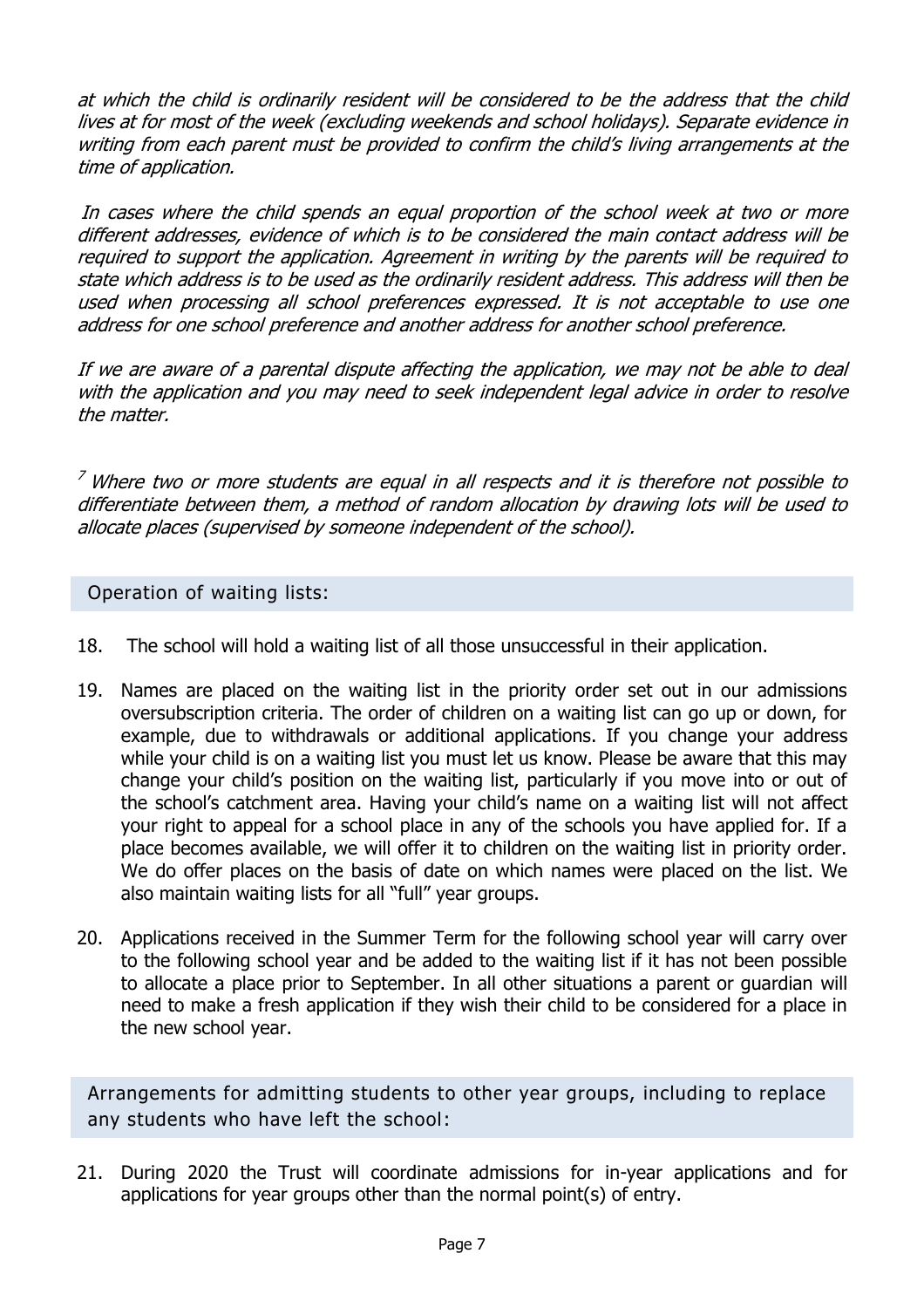*at which the child is ordinarily resident will be considered to be the address that the child lives at for most of the week (excluding weekends and school holidays). Separate evidence in writing from each parent must be provided to confirm the child's living arrangements at the time of application.*

*In cases where the child spends an equal proportion of the school week at two or more different addresses, evidence of which is to be considered the main contact address will be required to support the application. Agreement in writing by the parents will be required to state which address is to be used as the ordinarily resident address. This address will then be used when processing all school preferences expressed. It is not acceptable to use one address for one school preference and another address for another school preference.*

*If we are aware of a parental dispute affecting the application, we may not be able to deal with the application and you may need to seek independent legal advice in order to resolve the matter.*

*[7] Where two or more students are equal in all respects and it is therefore not possible to differentiate between them, a method of random allocation by drawing lots will be used to allocate places (supervised by someone independent of the school).*

## Operation of waiting lists:

18. The school will hold a waiting list of all those unsuccessful in their application.

19. Names are placed on the waiting list in the priority order set out in our admissions oversubscription criteria. The order of children on a waiting list can go up or down, for example, due to withdrawals or additional applications. If you change your address while your child is on a waiting list you must let us know. Please be aware that this may change your child's position on the waiting list, particularly if you move into or out of the school's catchment area. Having your child's name on a waiting list will not affect your right to appeal for a school place in any of the schools you have applied for. If a place becomes available, we will offer it to children on the waiting list in priority order. We do offer places on the basis of date on which names were placed on the list. We also maintain waiting lists for all "full" year groups.

20. Applications received in the Summer Term for the following school year will carry over to the following school year and be added to the waiting list if it has not been possible to allocate a place prior to September. In all other situations a parent or guardian will need to make a fresh application if they wish their child to be considered for a place in the new school year.

## Arrangements for admitting students to other year groups, including to replace any students who have left the school:

21. During 2020 the Trust will coordinate admissions for in-year applications and for applications for year groups other than the normal point(s) of entry.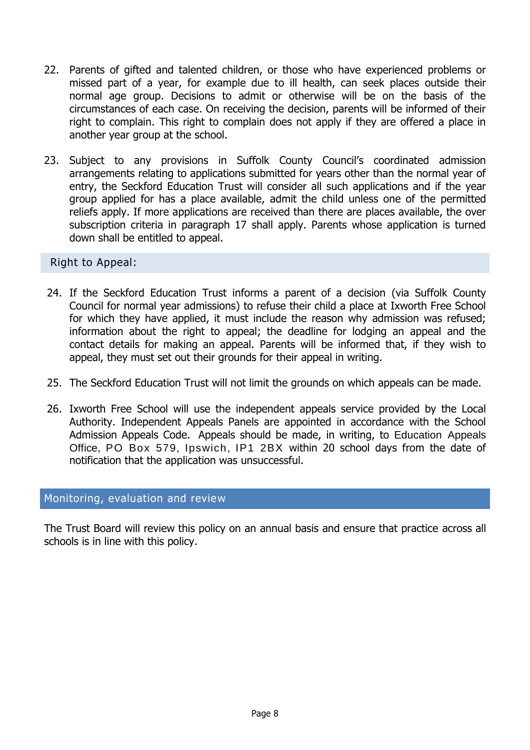22. Parents of gifted and talented children, or those who have experienced problems or missed part of a year, for example due to ill health, can seek places outside their normal age group. Decisions to admit or otherwise will be on the basis of the circumstances of each case. On receiving the decision, parents will be informed of their right to complain. This right to complain does not apply if they are offered a place in another year group at the school.

23. Subject to any provisions in Suffolk County Council's coordinated admission arrangements relating to applications submitted for years other than the normal year of entry, the Seckford Education Trust will consider all such applications and if the year group applied for has a place available, admit the child unless one of the permitted reliefs apply. If more applications are received than there are places available, the over subscription criteria in paragraph 17 shall apply. Parents whose application is turned down shall be entitled to appeal.

### Right to Appeal:

24. If the Seckford Education Trust informs a parent of a decision (via Suffolk County Council for normal year admissions) to refuse their child a place at Ixworth Free School for which they have applied, it must include the reason why admission was refused; information about the right to appeal; the deadline for lodging an appeal and the contact details for making an appeal. Parents will be informed that, if they wish to appeal, they must set out their grounds for their appeal in writing.

25. The Seckford Education Trust will not limit the grounds on which appeals can be made.

26. Ixworth Free School will use the independent appeals service provided by the Local Authority. Independent Appeals Panels are appointed in accordance with the School Admission Appeals Code. Appeals should be made, in writing, to Education Appeals Office, PO Box 579, Ipswich, IP1 2BX within 20 school days from the date of notification that the application was unsuccessful.

## Monitoring, evaluation and review

The Trust Board will review this policy on an annual basis and ensure that practice across all schools is in line with this policy.